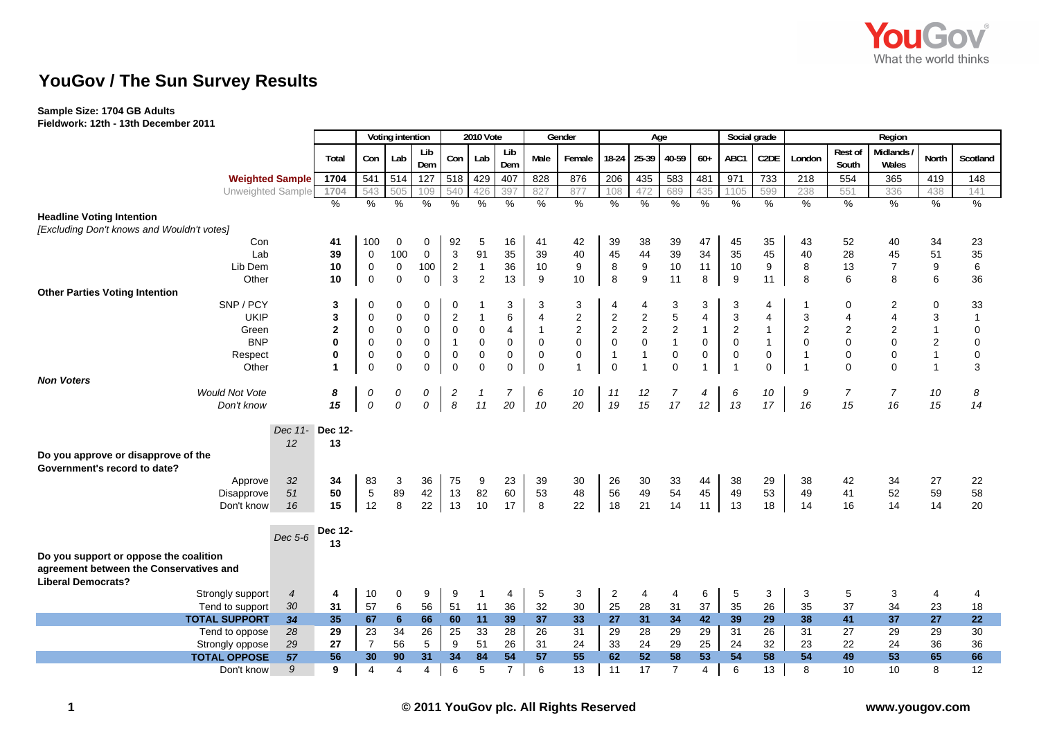# YouGov / The Sun Survey Results

**Sample Size: 1704 GB Adults**
**Fieldwork: 12th - 13th December 2011**

| | | Total | Voting intention | | | 2010 Vote | | | Gender | | Age | | | | Social grade | | Region | | | | |
|---|---|---|---|---|---|---|---|---|---|---|---|---|---|---|---|---|---|---|---|---|---|
| | | | Con | Lab | Lib Dem | Con | Lab | Lib Dem | Male | Female | 18-24 | 25-39 | 40-59 | 60+ | ABC1 | C2DE | London | Rest of South | Midlands / Wales | North | Scotland |
| **Weighted Sample** | | 1704 | 541 | 514 | 127 | 518 | 429 | 407 | 828 | 876 | 206 | 435 | 583 | 481 | 971 | 733 | 218 | 554 | 365 | 419 | 148 |
| Unweighted Sample | | 1704 | 543 | 505 | 109 | 540 | 426 | 397 | 827 | 877 | 108 | 472 | 689 | 435 | 1105 | 599 | 238 | 551 | 336 | 438 | 141 |
| | | % | % | % | % | % | % | % | % | % | % | % | % | % | % | % | % | % | % | % | % |
| **Headline Voting Intention** | | | | | | | | | | | | | | | | | | | | | |
| *[Excluding Don't knows and Wouldn't votes]* | | | | | | | | | | | | | | | | | | | | | |
| Con | | 41 | 100 | 0 | 0 | 92 | 5 | 16 | 41 | 42 | 39 | 38 | 39 | 47 | 45 | 35 | 43 | 52 | 40 | 34 | 23 |
| Lab | | 39 | 0 | 100 | 0 | 3 | 91 | 35 | 39 | 40 | 45 | 44 | 39 | 34 | 35 | 45 | 40 | 28 | 45 | 51 | 35 |
| Lib Dem | | 10 | 0 | 0 | 100 | 2 | 1 | 36 | 10 | 9 | 8 | 9 | 10 | 11 | 10 | 9 | 8 | 13 | 7 | 9 | 6 |
| Other | | 10 | 0 | 0 | 0 | 3 | 2 | 13 | 9 | 10 | 8 | 9 | 11 | 8 | 9 | 11 | 8 | 6 | 8 | 6 | 36 |
| **Other Parties Voting Intention** | | | | | | | | | | | | | | | | | | | | | |
| SNP / PCY | | 3 | 0 | 0 | 0 | 0 | 1 | 3 | 3 | 3 | 4 | 4 | 3 | 3 | 3 | 4 | 1 | 0 | 2 | 0 | 33 |
| UKIP | | 3 | 0 | 0 | 0 | 2 | 1 | 6 | 4 | 2 | 2 | 2 | 5 | 4 | 3 | 4 | 3 | 4 | 4 | 3 | 1 |
| Green | | 2 | 0 | 0 | 0 | 0 | 0 | 4 | 1 | 2 | 2 | 2 | 2 | 1 | 2 | 1 | 2 | 2 | 2 | 1 | 0 |
| BNP | | 0 | 0 | 0 | 0 | 1 | 0 | 0 | 0 | 0 | 0 | 0 | 1 | 0 | 0 | 1 | 0 | 0 | 0 | 2 | 0 |
| Respect | | 0 | 0 | 0 | 0 | 0 | 0 | 0 | 0 | 0 | 1 | 1 | 0 | 0 | 0 | 0 | 1 | 0 | 0 | 1 | 0 |
| Other | | 1 | 0 | 0 | 0 | 0 | 0 | 0 | 0 | 1 | 0 | 1 | 0 | 1 | 1 | 0 | 1 | 0 | 0 | 1 | 3 |
| ***Non Voters*** | | | | | | | | | | | | | | | | | | | | | |
| *Would Not Vote* | | *8* | *0* | *0* | *0* | *2* | *1* | *7* | *6* | *10* | *11* | *12* | *7* | *4* | *6* | *10* | *9* | *7* | *7* | *10* | *8* |
| *Don't know* | | *15* | *0* | *0* | *0* | *8* | *11* | *20* | *10* | *20* | *19* | *15* | *17* | *12* | *13* | *17* | *16* | *15* | *16* | *15* | *14* |
| | *Dec 11-12* | **Dec 12-13** | | | | | | | | | | | | | | | | | | | |
| **Do you approve or disapprove of the Government's record to date?** | | | | | | | | | | | | | | | | | | | | | |
| Approve | *32* | 34 | 83 | 3 | 36 | 75 | 9 | 23 | 39 | 30 | 26 | 30 | 33 | 44 | 38 | 29 | 38 | 42 | 34 | 27 | 22 |
| Disapprove | *51* | 50 | 5 | 89 | 42 | 13 | 82 | 60 | 53 | 48 | 56 | 49 | 54 | 45 | 49 | 53 | 49 | 41 | 52 | 59 | 58 |
| Don't know | *16* | 15 | 12 | 8 | 22 | 13 | 10 | 17 | 8 | 22 | 18 | 21 | 14 | 11 | 13 | 18 | 14 | 16 | 14 | 14 | 20 |
| | *Dec 5-6* | **Dec 12-13** | | | | | | | | | | | | | | | | | | | |
| **Do you support or oppose the coalition agreement between the Conservatives and Liberal Democrats?** | | | | | | | | | | | | | | | | | | | | | |
| Strongly support | *4* | 4 | 10 | 0 | 9 | 9 | 1 | 4 | 5 | 3 | 2 | 4 | 4 | 6 | 5 | 3 | 3 | 5 | 3 | 4 | 4 |
| Tend to support | *30* | 31 | 57 | 6 | 56 | 51 | 11 | 36 | 32 | 30 | 25 | 28 | 31 | 37 | 35 | 26 | 35 | 37 | 34 | 23 | 18 |
| **TOTAL SUPPORT** | *34* | **35** | **67** | **6** | **66** | **60** | **11** | **39** | **37** | **33** | **27** | **31** | **34** | **42** | **39** | **29** | **38** | **41** | **37** | **27** | **22** |
| Tend to oppose | *28* | 29 | 23 | 34 | 26 | 25 | 33 | 28 | 26 | 31 | 29 | 28 | 29 | 29 | 31 | 26 | 31 | 27 | 29 | 29 | 30 |
| Strongly oppose | *29* | 27 | 7 | 56 | 5 | 9 | 51 | 26 | 31 | 24 | 33 | 24 | 29 | 25 | 24 | 32 | 23 | 22 | 24 | 36 | 36 |
| **TOTAL OPPOSE** | *57* | **56** | **30** | **90** | **31** | **34** | **84** | **54** | **57** | **55** | **62** | **52** | **58** | **53** | **54** | **58** | **54** | **49** | **53** | **65** | **66** |
| Don't know | *9* | 9 | 4 | 4 | 4 | 6 | 5 | 7 | 6 | 13 | 11 | 17 | 7 | 4 | 6 | 13 | 8 | 10 | 10 | 8 | 12 |

© 2011 YouGov plc. All Rights Reserved www.yougov.com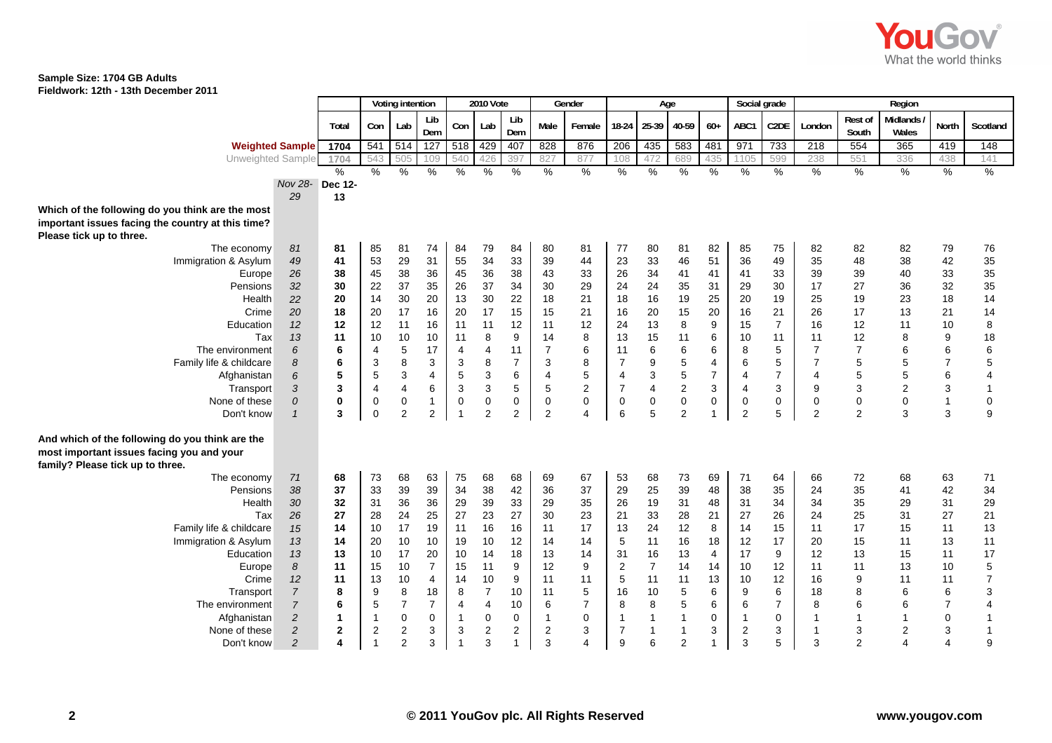**Sample Size: 1704 GB Adults**
**Fieldwork: 12th - 13th December 2011**

| | | | Voting intention | | | 2010 Vote | | | Gender | | Age | | | | Social grade | | Region | | | | |
|---|---|---|---|---|---|---|---|---|---|---|---|---|---|---|---|---|---|---|---|---|---|
| | | Total | Con | Lab | Lib Dem | Con | Lab | Lib Dem | Male | Female | 18-24 | 25-39 | 40-59 | 60+ | ABC1 | C2DE | London | Rest of South | Midlands / Wales | North | Scotland |
| **Weighted Sample** | | 1704 | 541 | 514 | 127 | 518 | 429 | 407 | 828 | 876 | 206 | 435 | 583 | 481 | 971 | 733 | 218 | 554 | 365 | 419 | 148 |
| Unweighted Sample | | 1704 | 543 | 505 | 109 | 540 | 426 | 397 | 827 | 877 | 108 | 472 | 689 | 435 | 1105 | 599 | 238 | 551 | 336 | 438 | 141 |
| | | % | % | % | % | % | % | % | % | % | % | % | % | % | % | % | % | % | % | % | % |
| | *Nov 28-29* | **Dec 12-13** | | | | | | | | | | | | | | | | | | | |
| **Which of the following do you think are the most important issues facing the country at this time? Please tick up to three.** | | | | | | | | | | | | | | | | | | | | | |
| The economy | *81* | **81** | 85 | 81 | 74 | 84 | 79 | 84 | 80 | 81 | 77 | 80 | 81 | 82 | 85 | 75 | 82 | 82 | 82 | 79 | 76 |
| Immigration & Asylum | *49* | **41** | 53 | 29 | 31 | 55 | 34 | 33 | 39 | 44 | 23 | 33 | 46 | 51 | 36 | 49 | 35 | 48 | 38 | 42 | 35 |
| Europe | *26* | **38** | 45 | 38 | 36 | 45 | 36 | 38 | 43 | 33 | 26 | 34 | 41 | 41 | 41 | 33 | 39 | 39 | 40 | 33 | 35 |
| Pensions | *32* | **30** | 22 | 37 | 35 | 26 | 37 | 34 | 30 | 29 | 24 | 24 | 35 | 31 | 29 | 30 | 17 | 27 | 36 | 32 | 35 |
| Health | *22* | **20** | 14 | 30 | 20 | 13 | 30 | 22 | 18 | 21 | 18 | 16 | 19 | 25 | 20 | 19 | 25 | 19 | 23 | 18 | 14 |
| Crime | *20* | **18** | 20 | 17 | 16 | 20 | 17 | 15 | 15 | 21 | 16 | 20 | 15 | 20 | 16 | 21 | 26 | 17 | 13 | 21 | 14 |
| Education | *12* | **12** | 12 | 11 | 16 | 11 | 11 | 12 | 11 | 12 | 24 | 13 | 8 | 9 | 15 | 7 | 16 | 12 | 11 | 10 | 8 |
| Tax | *13* | **11** | 10 | 10 | 10 | 11 | 8 | 9 | 14 | 8 | 13 | 15 | 11 | 6 | 10 | 11 | 11 | 12 | 8 | 9 | 18 |
| The environment | *6* | **6** | 4 | 5 | 17 | 4 | 4 | 11 | 7 | 6 | 11 | 6 | 6 | 6 | 8 | 5 | 7 | 7 | 6 | 6 | 6 |
| Family life & childcare | *8* | **6** | 3 | 8 | 3 | 3 | 8 | 7 | 3 | 8 | 7 | 9 | 5 | 4 | 6 | 5 | 7 | 5 | 5 | 7 | 5 |
| Afghanistan | *6* | **5** | 5 | 3 | 4 | 5 | 3 | 6 | 4 | 5 | 4 | 3 | 5 | 7 | 4 | 7 | 4 | 5 | 5 | 6 | 4 |
| Transport | *3* | **3** | 4 | 4 | 6 | 3 | 3 | 5 | 5 | 2 | 7 | 4 | 2 | 3 | 4 | 3 | 9 | 3 | 2 | 3 | 1 |
| None of these | *0* | **0** | 0 | 0 | 1 | 0 | 0 | 0 | 0 | 0 | 0 | 0 | 0 | 0 | 0 | 0 | 0 | 0 | 0 | 1 | 0 |
| Don't know | *1* | **3** | 0 | 2 | 2 | 1 | 2 | 2 | 2 | 4 | 6 | 5 | 2 | 1 | 2 | 5 | 2 | 2 | 3 | 3 | 9 |
| **And which of the following do you think are the most important issues facing you and your family? Please tick up to three.** | | | | | | | | | | | | | | | | | | | | | |
| The economy | *71* | **68** | 73 | 68 | 63 | 75 | 68 | 68 | 69 | 67 | 53 | 68 | 73 | 69 | 71 | 64 | 66 | 72 | 68 | 63 | 71 |
| Pensions | *38* | **37** | 33 | 39 | 39 | 34 | 38 | 42 | 36 | 37 | 29 | 25 | 39 | 48 | 38 | 35 | 24 | 35 | 41 | 42 | 34 |
| Health | *30* | **32** | 31 | 36 | 36 | 29 | 39 | 33 | 29 | 35 | 26 | 19 | 31 | 48 | 31 | 34 | 34 | 35 | 29 | 31 | 29 |
| Tax | *26* | **27** | 28 | 24 | 25 | 27 | 23 | 27 | 30 | 23 | 21 | 33 | 28 | 21 | 27 | 26 | 24 | 25 | 31 | 27 | 21 |
| Family life & childcare | *15* | **14** | 10 | 17 | 19 | 11 | 16 | 16 | 11 | 17 | 13 | 24 | 12 | 8 | 14 | 15 | 11 | 17 | 15 | 11 | 13 |
| Immigration & Asylum | *13* | **14** | 20 | 10 | 10 | 19 | 10 | 12 | 14 | 14 | 5 | 11 | 16 | 18 | 12 | 17 | 20 | 15 | 11 | 13 | 11 |
| Education | *13* | **13** | 10 | 17 | 20 | 10 | 14 | 18 | 13 | 14 | 31 | 16 | 13 | 4 | 17 | 9 | 12 | 13 | 15 | 11 | 17 |
| Europe | *8* | **11** | 15 | 10 | 7 | 15 | 11 | 9 | 12 | 9 | 2 | 7 | 14 | 14 | 10 | 12 | 11 | 11 | 13 | 10 | 5 |
| Crime | *12* | **11** | 13 | 10 | 4 | 14 | 10 | 9 | 11 | 11 | 5 | 11 | 11 | 13 | 10 | 12 | 16 | 9 | 11 | 11 | 7 |
| Transport | *7* | **8** | 9 | 8 | 18 | 8 | 7 | 10 | 11 | 5 | 16 | 10 | 5 | 6 | 9 | 6 | 18 | 8 | 6 | 6 | 3 |
| The environment | *7* | **6** | 5 | 7 | 7 | 4 | 4 | 10 | 6 | 7 | 8 | 8 | 5 | 6 | 6 | 7 | 8 | 6 | 6 | 7 | 4 |
| Afghanistan | *2* | **1** | 1 | 0 | 0 | 1 | 0 | 0 | 1 | 0 | 1 | 1 | 1 | 0 | 1 | 0 | 1 | 1 | 1 | 0 | 1 |
| None of these | *2* | **2** | 2 | 2 | 3 | 3 | 2 | 2 | 2 | 3 | 7 | 1 | 1 | 3 | 2 | 3 | 1 | 3 | 2 | 3 | 1 |
| Don't know | *2* | **4** | 1 | 2 | 3 | 1 | 3 | 1 | 3 | 4 | 9 | 6 | 2 | 1 | 3 | 5 | 3 | 2 | 4 | 4 | 9 |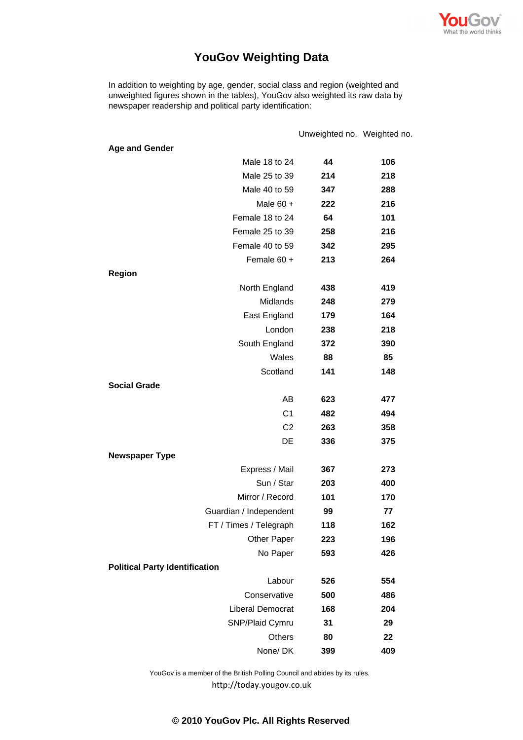# YouGov Weighting Data

In addition to weighting by age, gender, social class and region (weighted and unweighted figures shown in the tables), YouGov also weighted its raw data by newspaper readership and political party identification:

| | | Unweighted no. | Weighted no. |
|---|---|---|---|
| **Age and Gender** | | | |
| | Male 18 to 24 | **44** | **106** |
| | Male 25 to 39 | **214** | **218** |
| | Male 40 to 59 | **347** | **288** |
| | Male 60 + | **222** | **216** |
| | Female 18 to 24 | **64** | **101** |
| | Female 25 to 39 | **258** | **216** |
| | Female 40 to 59 | **342** | **295** |
| | Female 60 + | **213** | **264** |
| **Region** | | | |
| | North England | **438** | **419** |
| | Midlands | **248** | **279** |
| | East England | **179** | **164** |
| | London | **238** | **218** |
| | South England | **372** | **390** |
| | Wales | **88** | **85** |
| | Scotland | **141** | **148** |
| **Social Grade** | | | |
| | AB | **623** | **477** |
| | C1 | **482** | **494** |
| | C2 | **263** | **358** |
| | DE | **336** | **375** |
| **Newspaper Type** | | | |
| | Express / Mail | **367** | **273** |
| | Sun / Star | **203** | **400** |
| | Mirror / Record | **101** | **170** |
| | Guardian / Independent | **99** | **77** |
| | FT / Times / Telegraph | **118** | **162** |
| | Other Paper | **223** | **196** |
| | No Paper | **593** | **426** |
| **Political Party Identification** | | | |
| | Labour | **526** | **554** |
| | Conservative | **500** | **486** |
| | Liberal Democrat | **168** | **204** |
| | SNP/Plaid Cymru | **31** | **29** |
| | Others | **80** | **22** |
| | None/ DK | **399** | **409** |

YouGov is a member of the British Polling Council and abides by its rules.

http://today.yougov.co.uk

**© 2010 YouGov Plc. All Rights Reserved**